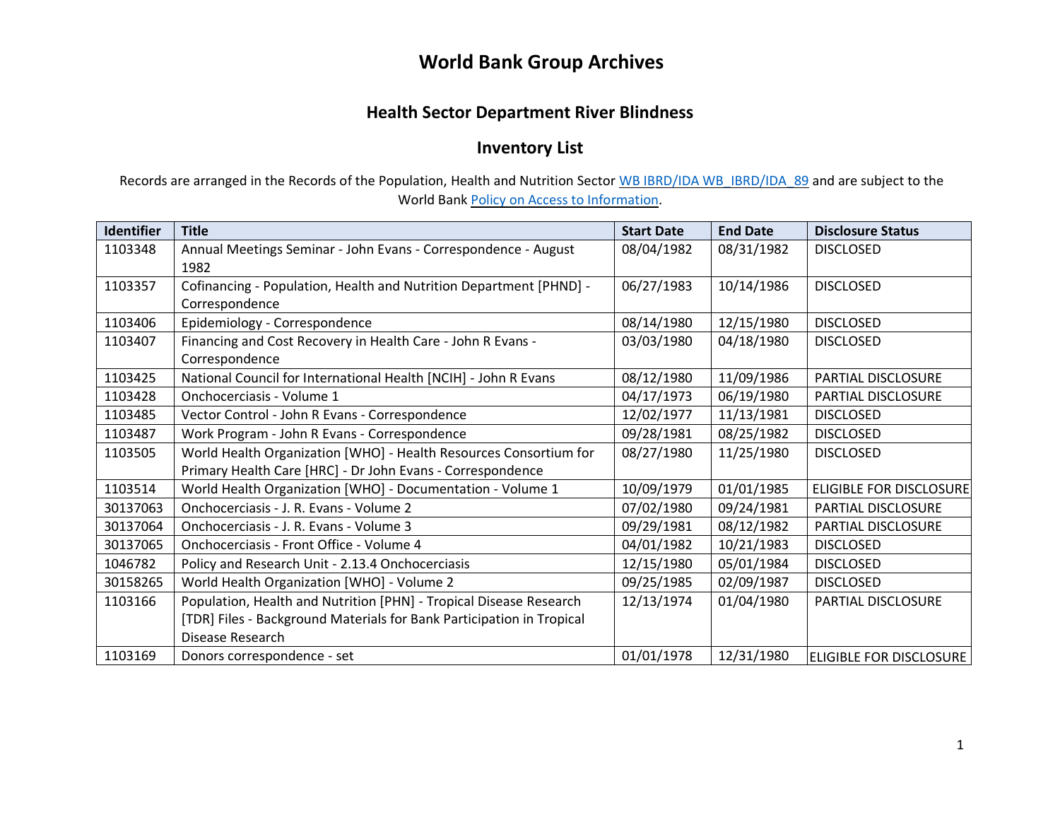# World Bank Group Archives

## Health Sector Department River Blindness

## Inventory List

Records are arranged in the Records of the Population, Health and Nutrition Sector [WB IBRD/IDA WB_IBRD/IDA_89] and are subject to the World Bank [Policy on Access to Information].

| Identifier | Title | Start Date | End Date | Disclosure Status |
|---|---|---|---|---|
| 1103348 | Annual Meetings Seminar - John Evans - Correspondence - August 1982 | 08/04/1982 | 08/31/1982 | DISCLOSED |
| 1103357 | Cofinancing - Population, Health and Nutrition Department [PHND] - Correspondence | 06/27/1983 | 10/14/1986 | DISCLOSED |
| 1103406 | Epidemiology - Correspondence | 08/14/1980 | 12/15/1980 | DISCLOSED |
| 1103407 | Financing and Cost Recovery in Health Care - John R Evans - Correspondence | 03/03/1980 | 04/18/1980 | DISCLOSED |
| 1103425 | National Council for International Health [NCIH] - John R Evans | 08/12/1980 | 11/09/1986 | PARTIAL DISCLOSURE |
| 1103428 | Onchocerciasis - Volume 1 | 04/17/1973 | 06/19/1980 | PARTIAL DISCLOSURE |
| 1103485 | Vector Control - John R Evans - Correspondence | 12/02/1977 | 11/13/1981 | DISCLOSED |
| 1103487 | Work Program - John R Evans - Correspondence | 09/28/1981 | 08/25/1982 | DISCLOSED |
| 1103505 | World Health Organization [WHO] - Health Resources Consortium for Primary Health Care [HRC] - Dr John Evans - Correspondence | 08/27/1980 | 11/25/1980 | DISCLOSED |
| 1103514 | World Health Organization [WHO] - Documentation - Volume 1 | 10/09/1979 | 01/01/1985 | ELIGIBLE FOR DISCLOSURE |
| 30137063 | Onchocerciasis - J. R. Evans - Volume 2 | 07/02/1980 | 09/24/1981 | PARTIAL DISCLOSURE |
| 30137064 | Onchocerciasis - J. R. Evans - Volume 3 | 09/29/1981 | 08/12/1982 | PARTIAL DISCLOSURE |
| 30137065 | Onchocerciasis - Front Office - Volume 4 | 04/01/1982 | 10/21/1983 | DISCLOSED |
| 1046782 | Policy and Research Unit - 2.13.4 Onchocerciasis | 12/15/1980 | 05/01/1984 | DISCLOSED |
| 30158265 | World Health Organization [WHO] - Volume 2 | 09/25/1985 | 02/09/1987 | DISCLOSED |
| 1103166 | Population, Health and Nutrition [PHN] - Tropical Disease Research [TDR] Files - Background Materials for Bank Participation in Tropical Disease Research | 12/13/1974 | 01/04/1980 | PARTIAL DISCLOSURE |
| 1103169 | Donors correspondence - set | 01/01/1978 | 12/31/1980 | ELIGIBLE FOR DISCLOSURE |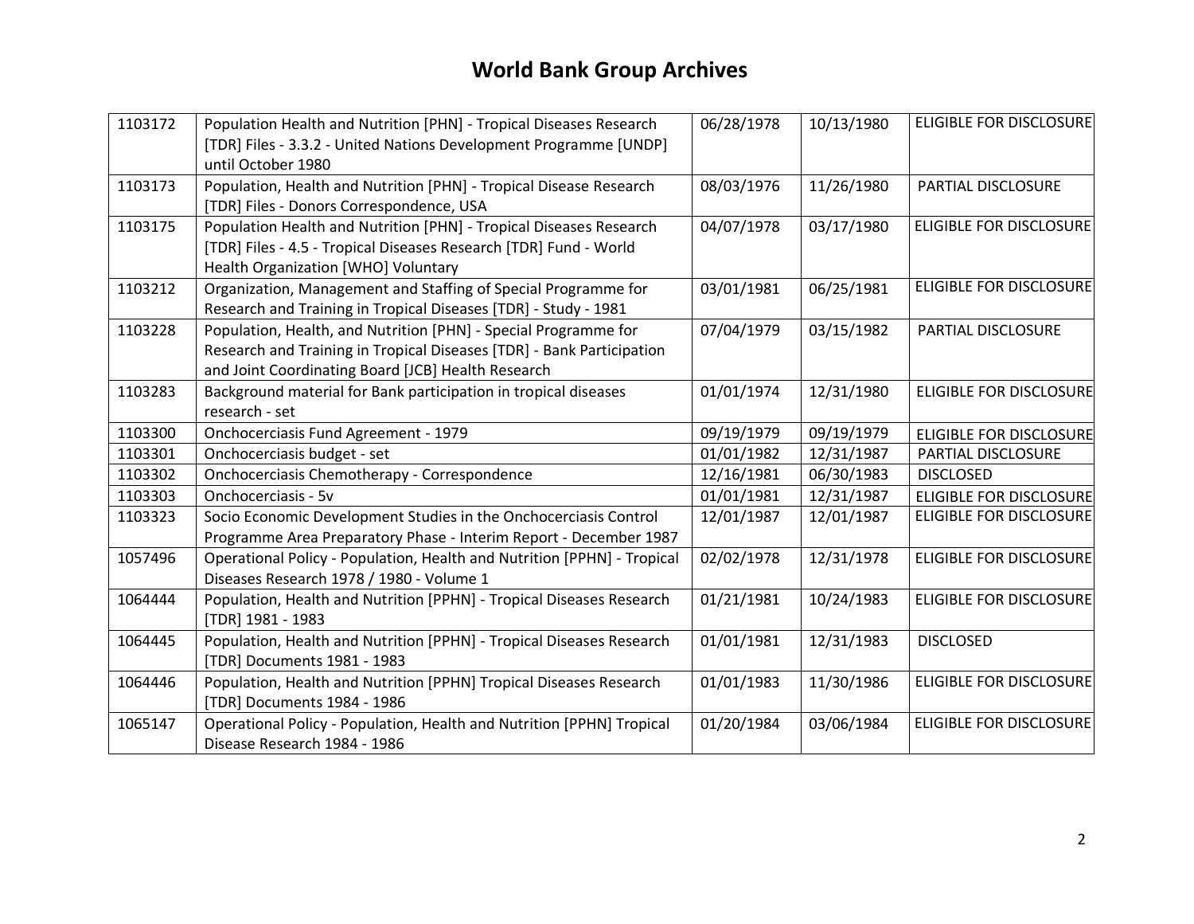# World Bank Group Archives

| | | | | |
|---|---|---|---|---|
| 1103172 | Population Health and Nutrition [PHN] - Tropical Diseases Research [TDR] Files - 3.3.2 - United Nations Development Programme [UNDP] until October 1980 | 06/28/1978 | 10/13/1980 | ELIGIBLE FOR DISCLOSURE |
| 1103173 | Population, Health and Nutrition [PHN] - Tropical Disease Research [TDR] Files - Donors Correspondence, USA | 08/03/1976 | 11/26/1980 | PARTIAL DISCLOSURE |
| 1103175 | Population Health and Nutrition [PHN] - Tropical Diseases Research [TDR] Files - 4.5 - Tropical Diseases Research [TDR] Fund - World Health Organization [WHO] Voluntary | 04/07/1978 | 03/17/1980 | ELIGIBLE FOR DISCLOSURE |
| 1103212 | Organization, Management and Staffing of Special Programme for Research and Training in Tropical Diseases [TDR] - Study - 1981 | 03/01/1981 | 06/25/1981 | ELIGIBLE FOR DISCLOSURE |
| 1103228 | Population, Health, and Nutrition [PHN] - Special Programme for Research and Training in Tropical Diseases [TDR] - Bank Participation and Joint Coordinating Board [JCB] Health Research | 07/04/1979 | 03/15/1982 | PARTIAL DISCLOSURE |
| 1103283 | Background material for Bank participation in tropical diseases research - set | 01/01/1974 | 12/31/1980 | ELIGIBLE FOR DISCLOSURE |
| 1103300 | Onchocerciasis Fund Agreement - 1979 | 09/19/1979 | 09/19/1979 | ELIGIBLE FOR DISCLOSURE |
| 1103301 | Onchocerciasis budget - set | 01/01/1982 | 12/31/1987 | PARTIAL DISCLOSURE |
| 1103302 | Onchocerciasis Chemotherapy - Correspondence | 12/16/1981 | 06/30/1983 | DISCLOSED |
| 1103303 | Onchocerciasis - 5v | 01/01/1981 | 12/31/1987 | ELIGIBLE FOR DISCLOSURE |
| 1103323 | Socio Economic Development Studies in the Onchocerciasis Control Programme Area Preparatory Phase - Interim Report - December 1987 | 12/01/1987 | 12/01/1987 | ELIGIBLE FOR DISCLOSURE |
| 1057496 | Operational Policy - Population, Health and Nutrition [PPHN] - Tropical Diseases Research 1978 / 1980 - Volume 1 | 02/02/1978 | 12/31/1978 | ELIGIBLE FOR DISCLOSURE |
| 1064444 | Population, Health and Nutrition [PPHN] - Tropical Diseases Research [TDR] 1981 - 1983 | 01/21/1981 | 10/24/1983 | ELIGIBLE FOR DISCLOSURE |
| 1064445 | Population, Health and Nutrition [PPHN] - Tropical Diseases Research [TDR] Documents 1981 - 1983 | 01/01/1981 | 12/31/1983 | DISCLOSED |
| 1064446 | Population, Health and Nutrition [PPHN] Tropical Diseases Research [TDR] Documents 1984 - 1986 | 01/01/1983 | 11/30/1986 | ELIGIBLE FOR DISCLOSURE |
| 1065147 | Operational Policy - Population, Health and Nutrition [PPHN] Tropical Disease Research 1984 - 1986 | 01/20/1984 | 03/06/1984 | ELIGIBLE FOR DISCLOSURE |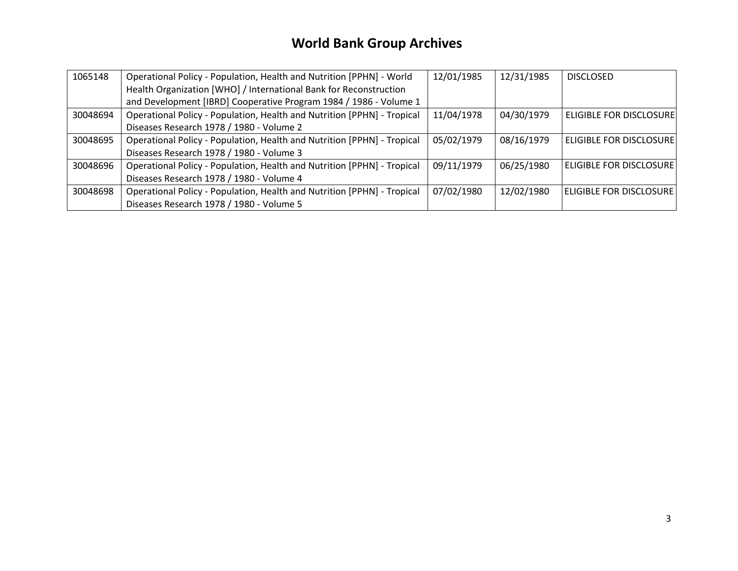# World Bank Group Archives

| | | | | |
|---|---|---|---|---|
| 1065148 | Operational Policy - Population, Health and Nutrition [PPHN] - World Health Organization [WHO] / International Bank for Reconstruction and Development [IBRD] Cooperative Program 1984 / 1986 - Volume 1 | 12/01/1985 | 12/31/1985 | DISCLOSED |
| 30048694 | Operational Policy - Population, Health and Nutrition [PPHN] - Tropical Diseases Research 1978 / 1980 - Volume 2 | 11/04/1978 | 04/30/1979 | ELIGIBLE FOR DISCLOSURE |
| 30048695 | Operational Policy - Population, Health and Nutrition [PPHN] - Tropical Diseases Research 1978 / 1980 - Volume 3 | 05/02/1979 | 08/16/1979 | ELIGIBLE FOR DISCLOSURE |
| 30048696 | Operational Policy - Population, Health and Nutrition [PPHN] - Tropical Diseases Research 1978 / 1980 - Volume 4 | 09/11/1979 | 06/25/1980 | ELIGIBLE FOR DISCLOSURE |
| 30048698 | Operational Policy - Population, Health and Nutrition [PPHN] - Tropical Diseases Research 1978 / 1980 - Volume 5 | 07/02/1980 | 12/02/1980 | ELIGIBLE FOR DISCLOSURE |